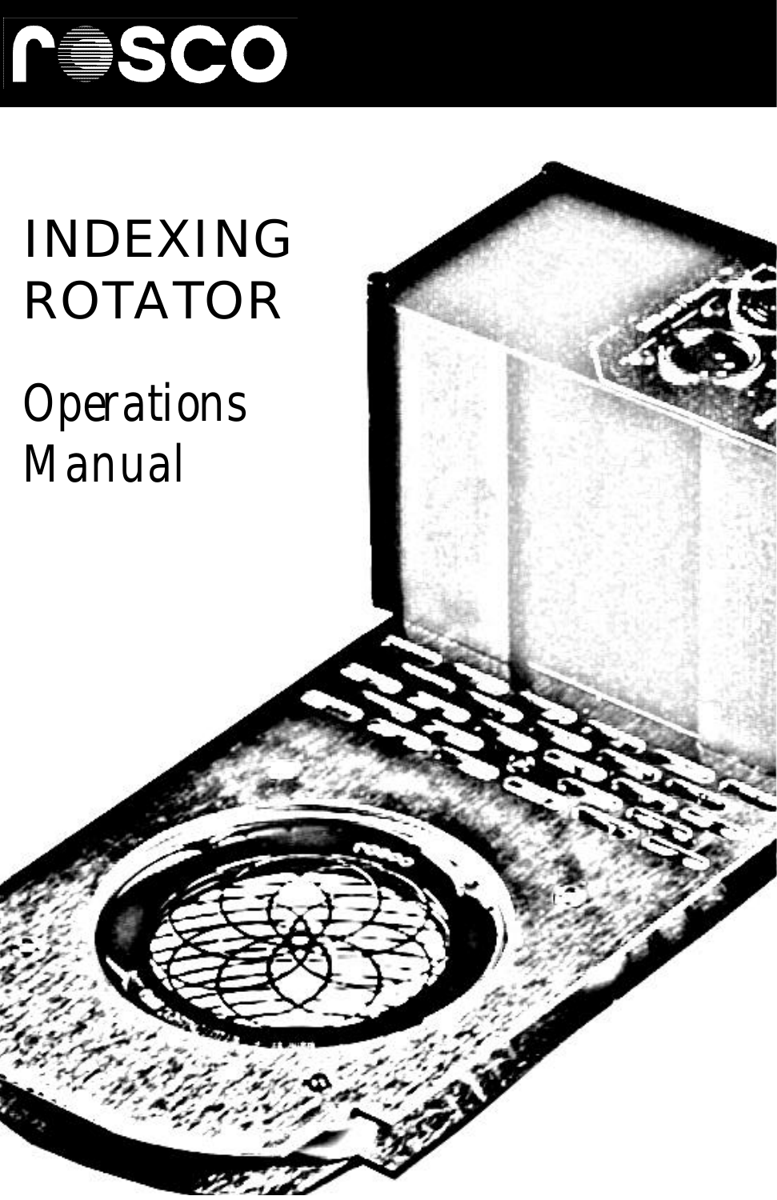rosco

# INDEXING ROTATOR

## *Operations Manual*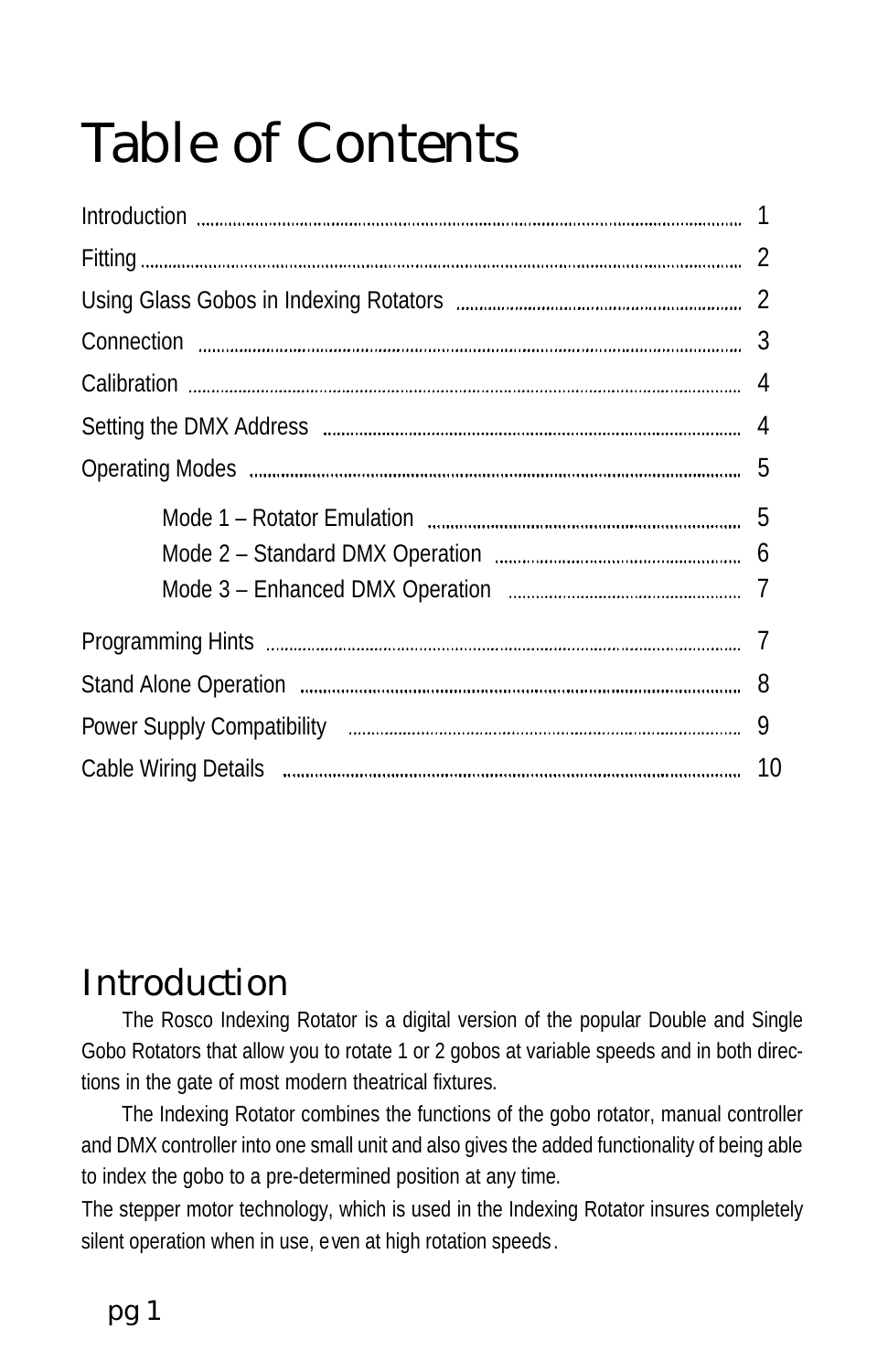# Table of Contents

| | |
|---|---|
| Introduction | 1 |
| Fitting | 2 |
| Using Glass Gobos in Indexing Rotators | 2 |
| Connection | 3 |
| Calibration | 4 |
| Setting the DMX Address | 4 |
| Operating Modes | 5 |
| Mode 1 – Rotator Emulation | 5 |
| Mode 2 – Standard DMX Operation | 6 |
| Mode 3 – Enhanced DMX Operation | 7 |
| Programming Hints | 7 |
| Stand Alone Operation | 8 |
| Power Supply Compatibility | 9 |
| Cable Wiring Details | 10 |

# Introduction

The Rosco Indexing Rotator is a digital version of the popular Double and Single Gobo Rotators that allow you to rotate 1 or 2 gobos at variable speeds and in both directions in the gate of most modern theatrical fixtures.

The Indexing Rotator combines the functions of the gobo rotator, manual controller and DMX controller into one small unit and also gives the added functionality of being able to index the gobo to a pre-determined position at any time.

The stepper motor technology, which is used in the Indexing Rotator insures completely silent operation when in use, even at high rotation speeds.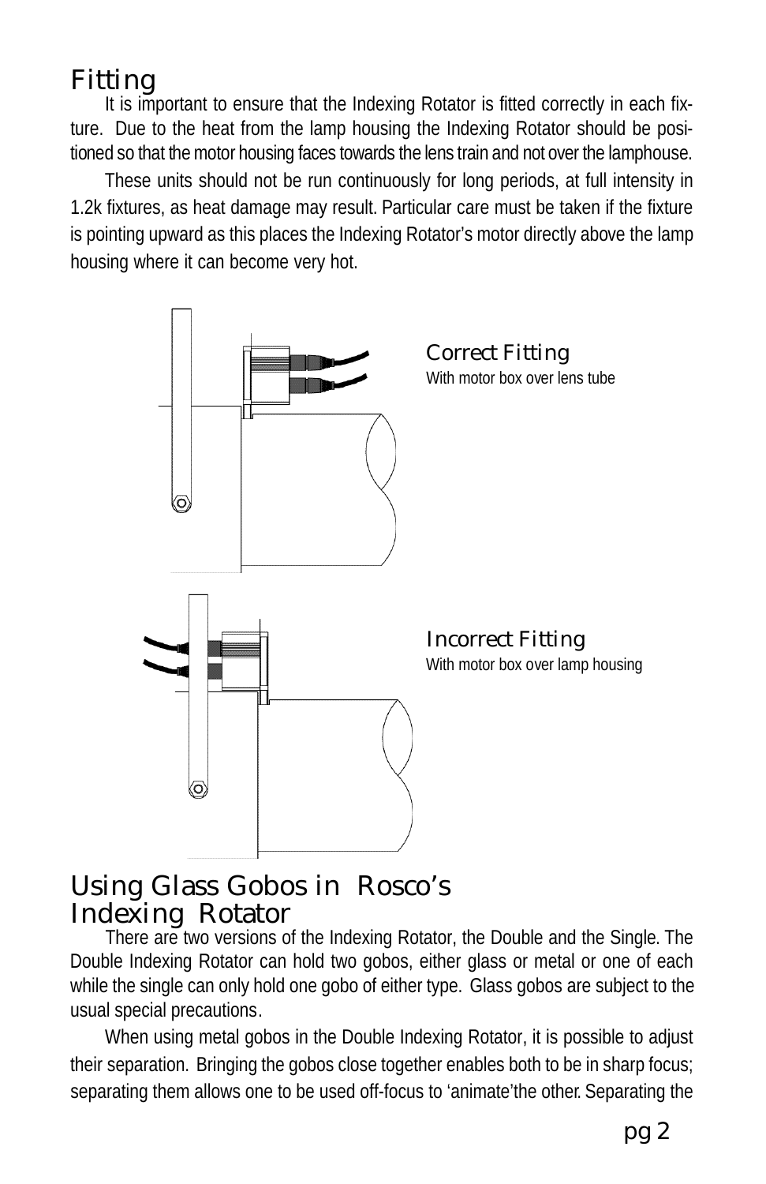## Fitting

It is important to ensure that the Indexing Rotator is fitted correctly in each fixture. Due to the heat from the lamp housing the Indexing Rotator should be positioned so that the motor housing faces towards the lens train and not over the lamphouse.

These units should not be run continuously for long periods, at full intensity in 1.2k fixtures, as heat damage may result. Particular care must be taken if the fixture is pointing upward as this places the Indexing Rotator's motor directly above the lamp housing where it can become very hot.

**Correct Fitting**
With motor box over lens tube

**Incorrect Fitting**
With motor box over lamp housing

## Using Glass Gobos in Rosco's Indexing Rotator

There are two versions of the Indexing Rotator, the Double and the Single. The Double Indexing Rotator can hold two gobos, either glass or metal or one of each while the single can only hold one gobo of either type. Glass gobos are subject to the usual special precautions.

When using metal gobos in the Double Indexing Rotator, it is possible to adjust their separation. Bringing the gobos close together enables both to be in sharp focus; separating them allows one to be used off-focus to 'animate'the other. Separating the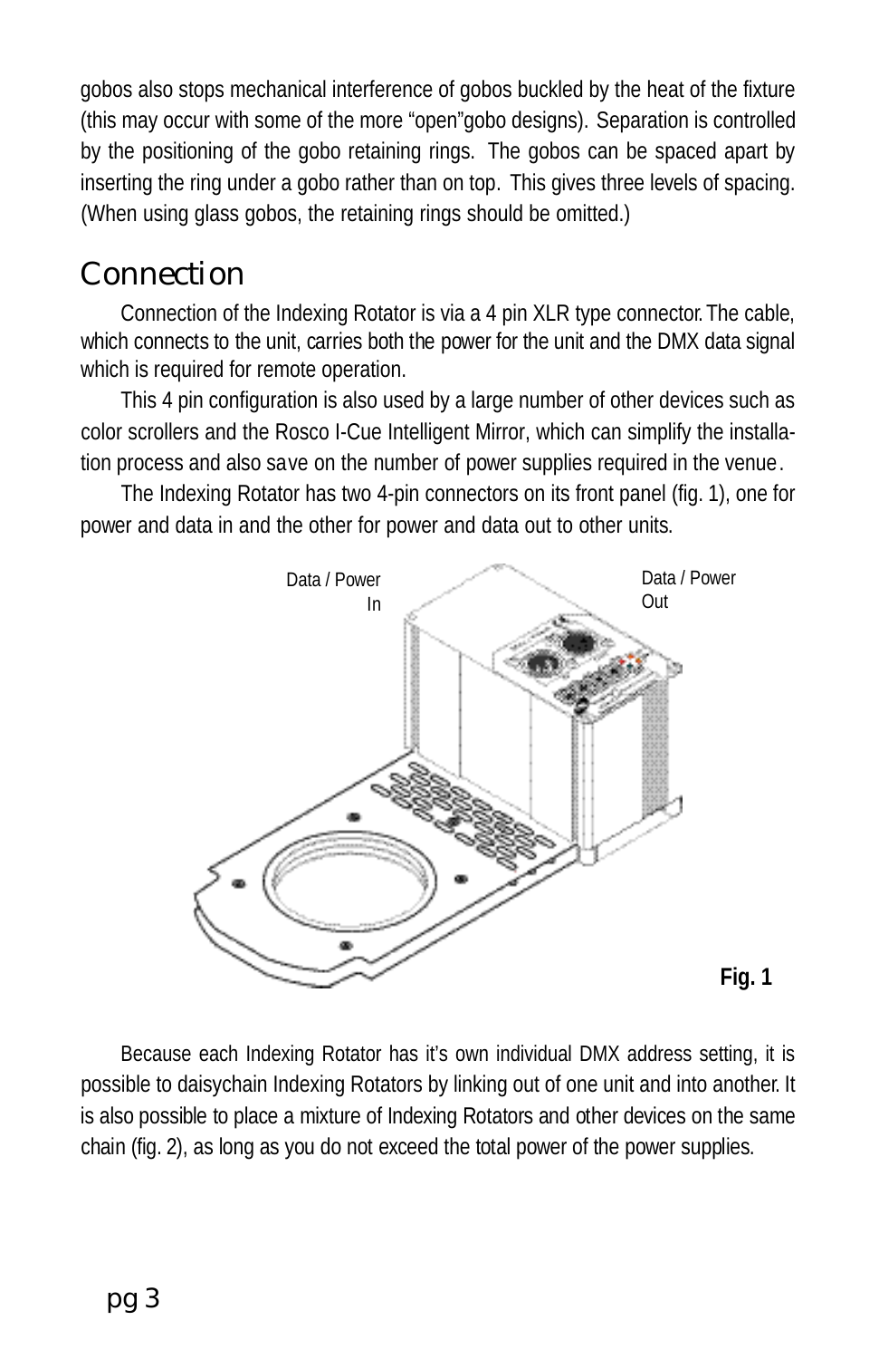gobos also stops mechanical interference of gobos buckled by the heat of the fixture (this may occur with some of the more “open”gobo designs). Separation is controlled by the positioning of the gobo retaining rings. The gobos can be spaced apart by inserting the ring under a gobo rather than on top. This gives three levels of spacing. (When using glass gobos, the retaining rings should be omitted.)

## Connection

Connection of the Indexing Rotator is via a 4 pin XLR type connector. The cable, which connects to the unit, carries both the power for the unit and the DMX data signal which is required for remote operation.

This 4 pin configuration is also used by a large number of other devices such as color scrollers and the Rosco I-Cue Intelligent Mirror, which can simplify the installation process and also save on the number of power supplies required in the venue.

The Indexing Rotator has two 4-pin connectors on its front panel (fig. 1), one for power and data in and the other for power and data out to other units.

Data / Power In

Data / Power Out

**Fig. 1**

Because each Indexing Rotator has it’s own individual DMX address setting, it is possible to daisychain Indexing Rotators by linking out of one unit and into another. It is also possible to place a mixture of Indexing Rotators and other devices on the same chain (fig. 2), as long as you do not exceed the total power of the power supplies.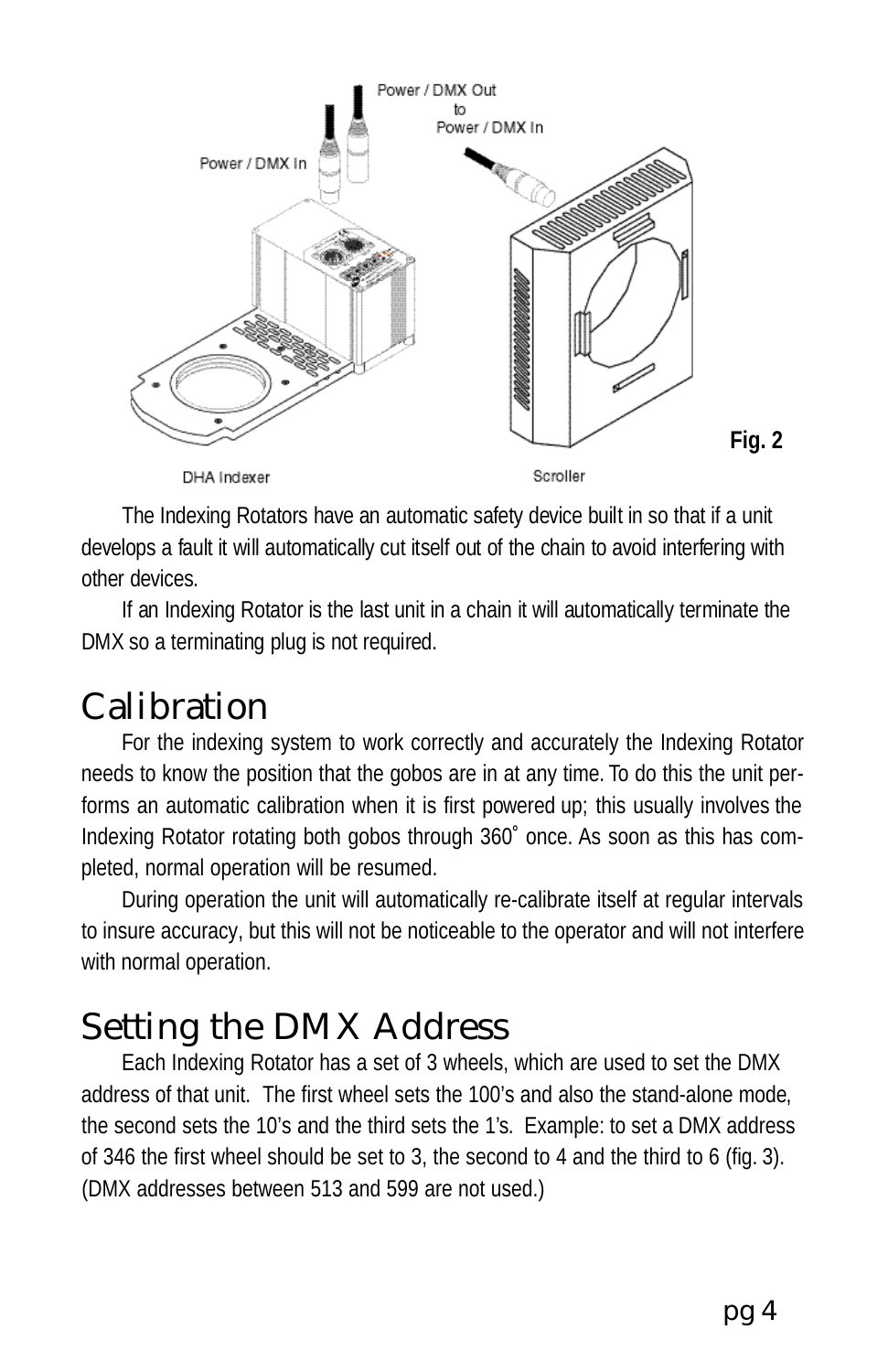Fig. 2

The Indexing Rotators have an automatic safety device built in so that if a unit develops a fault it will automatically cut itself out of the chain to avoid interfering with other devices.

If an Indexing Rotator is the last unit in a chain it will automatically terminate the DMX so a terminating plug is not required.

## Calibration

For the indexing system to work correctly and accurately the Indexing Rotator needs to know the position that the gobos are in at any time. To do this the unit performs an automatic calibration when it is first powered up; this usually involves the Indexing Rotator rotating both gobos through 360˚ once. As soon as this has completed, normal operation will be resumed.

During operation the unit will automatically re-calibrate itself at regular intervals to insure accuracy, but this will not be noticeable to the operator and will not interfere with normal operation.

## Setting the DMX Address

Each Indexing Rotator has a set of 3 wheels, which are used to set the DMX address of that unit. The first wheel sets the 100's and also the stand-alone mode, the second sets the 10's and the third sets the 1's. Example: to set a DMX address of 346 the first wheel should be set to 3, the second to 4 and the third to 6 (fig. 3). (DMX addresses between 513 and 599 are not used.)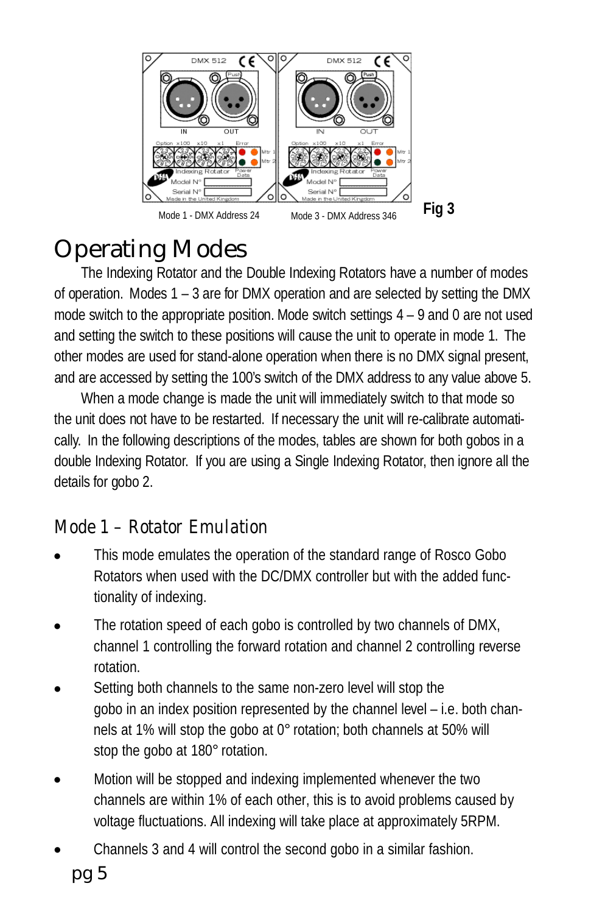Mode 1 - DMX Address 24 Mode 3 - DMX Address 346 **Fig 3**

# Operating Modes

The Indexing Rotator and the Double Indexing Rotators have a number of modes of operation. Modes 1 – 3 are for DMX operation and are selected by setting the DMX mode switch to the appropriate position. Mode switch settings 4 – 9 and 0 are not used and setting the switch to these positions will cause the unit to operate in mode 1. The other modes are used for stand-alone operation when there is no DMX signal present, and are accessed by setting the 100's switch of the DMX address to any value above 5.

When a mode change is made the unit will immediately switch to that mode so the unit does not have to be restarted. If necessary the unit will re-calibrate automatically. In the following descriptions of the modes, tables are shown for both gobos in a double Indexing Rotator. If you are using a Single Indexing Rotator, then ignore all the details for gobo 2.

## Mode 1 – Rotator Emulation

- This mode emulates the operation of the standard range of Rosco Gobo Rotators when used with the DC/DMX controller but with the added functionality of indexing.
- The rotation speed of each gobo is controlled by two channels of DMX, channel 1 controlling the forward rotation and channel 2 controlling reverse rotation.
- Setting both channels to the same non-zero level will stop the gobo in an index position represented by the channel level – i.e. both channels at 1% will stop the gobo at 0° rotation; both channels at 50% will stop the gobo at 180° rotation.
- Motion will be stopped and indexing implemented whenever the two channels are within 1% of each other, this is to avoid problems caused by voltage fluctuations. All indexing will take place at approximately 5RPM.
- Channels 3 and 4 will control the second gobo in a similar fashion.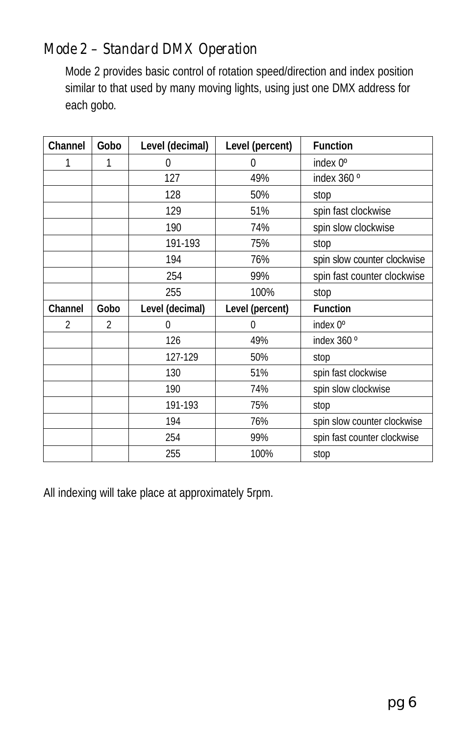## Mode 2 – Standard DMX Operation

Mode 2 provides basic control of rotation speed/direction and index position similar to that used by many moving lights, using just one DMX address for each gobo.

| Channel | Gobo | Level (decimal) | Level (percent) | Function |
|---|---|---|---|---|
| 1 | 1 | 0 | 0 | index 0º |
| | | 127 | 49% | index 360 º |
| | | 128 | 50% | stop |
| | | 129 | 51% | spin fast clockwise |
| | | 190 | 74% | spin slow clockwise |
| | | 191-193 | 75% | stop |
| | | 194 | 76% | spin slow counter clockwise |
| | | 254 | 99% | spin fast counter clockwise |
| | | 255 | 100% | stop |
| **Channel** | **Gobo** | **Level (decimal)** | **Level (percent)** | **Function** |
| 2 | 2 | 0 | 0 | index 0º |
| | | 126 | 49% | index 360 º |
| | | 127-129 | 50% | stop |
| | | 130 | 51% | spin fast clockwise |
| | | 190 | 74% | spin slow clockwise |
| | | 191-193 | 75% | stop |
| | | 194 | 76% | spin slow counter clockwise |
| | | 254 | 99% | spin fast counter clockwise |
| | | 255 | 100% | stop |

All indexing will take place at approximately 5rpm.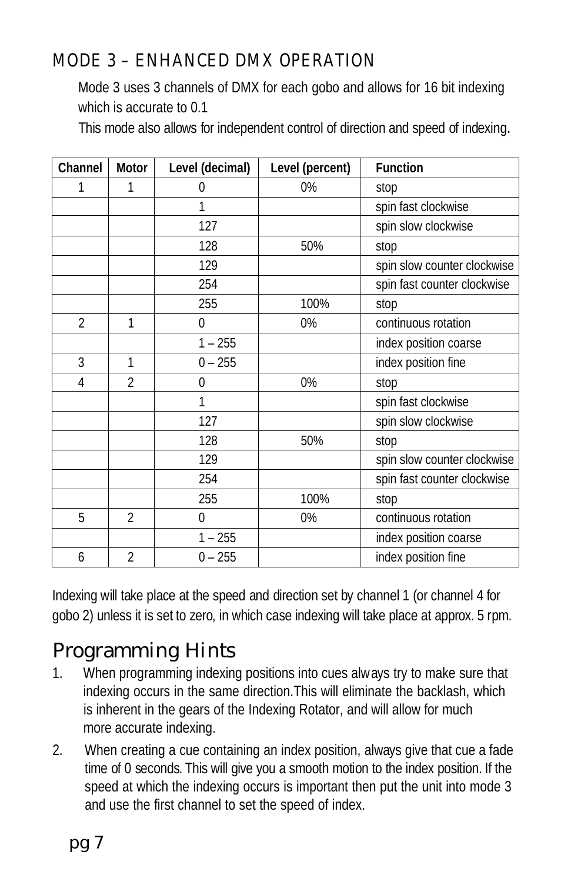## MODE 3 – ENHANCED DMX OPERATION

Mode 3 uses 3 channels of DMX for each gobo and allows for 16 bit indexing which is accurate to 0.1

This mode also allows for independent control of direction and speed of indexing.

| Channel | Motor | Level (decimal) | Level (percent) | Function |
|---|---|---|---|---|
| 1 | 1 | 0 | 0% | stop |
| | | 1 | | spin fast clockwise |
| | | 127 | | spin slow clockwise |
| | | 128 | 50% | stop |
| | | 129 | | spin slow counter clockwise |
| | | 254 | | spin fast counter clockwise |
| | | 255 | 100% | stop |
| 2 | 1 | 0 | 0% | continuous rotation |
| | | 1 – 255 | | index position coarse |
| 3 | 1 | 0 – 255 | | index position fine |
| 4 | 2 | 0 | 0% | stop |
| | | 1 | | spin fast clockwise |
| | | 127 | | spin slow clockwise |
| | | 128 | 50% | stop |
| | | 129 | | spin slow counter clockwise |
| | | 254 | | spin fast counter clockwise |
| | | 255 | 100% | stop |
| 5 | 2 | 0 | 0% | continuous rotation |
| | | 1 – 255 | | index position coarse |
| 6 | 2 | 0 – 255 | | index position fine |

Indexing will take place at the speed and direction set by channel 1 (or channel 4 for gobo 2) unless it is set to zero, in which case indexing will take place at approx. 5 rpm.

# Programming Hints

1. When programming indexing positions into cues always try to make sure that indexing occurs in the same direction.This will eliminate the backlash, which is inherent in the gears of the Indexing Rotator, and will allow for much more accurate indexing.
2. When creating a cue containing an index position, always give that cue a fade time of 0 seconds. This will give you a smooth motion to the index position. If the speed at which the indexing occurs is important then put the unit into mode 3 and use the first channel to set the speed of index.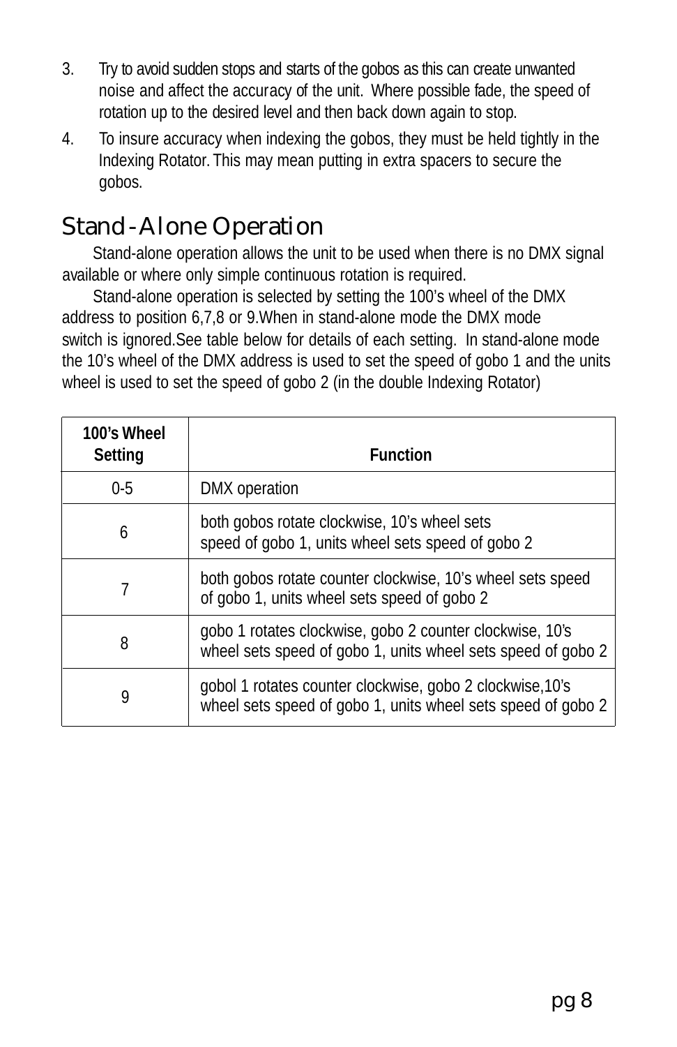3. Try to avoid sudden stops and starts of the gobos as this can create unwanted noise and affect the accuracy of the unit. Where possible fade, the speed of rotation up to the desired level and then back down again to stop.
4. To insure accuracy when indexing the gobos, they must be held tightly in the Indexing Rotator. This may mean putting in extra spacers to secure the gobos.

## Stand-Alone Operation

Stand-alone operation allows the unit to be used when there is no DMX signal available or where only simple continuous rotation is required.

Stand-alone operation is selected by setting the 100's wheel of the DMX address to position 6,7,8 or 9.When in stand-alone mode the DMX mode switch is ignored.See table below for details of each setting. In stand-alone mode the 10's wheel of the DMX address is used to set the speed of gobo 1 and the units wheel is used to set the speed of gobo 2 (in the double Indexing Rotator)

| 100's Wheel Setting | Function |
|---|---|
| 0-5 | DMX operation |
| 6 | both gobos rotate clockwise, 10's wheel sets speed of gobo 1, units wheel sets speed of gobo 2 |
| 7 | both gobos rotate counter clockwise, 10's wheel sets speed of gobo 1, units wheel sets speed of gobo 2 |
| 8 | gobo 1 rotates clockwise, gobo 2 counter clockwise, 10's wheel sets speed of gobo 1, units wheel sets speed of gobo 2 |
| 9 | gobol 1 rotates counter clockwise, gobo 2 clockwise,10's wheel sets speed of gobo 1, units wheel sets speed of gobo 2 |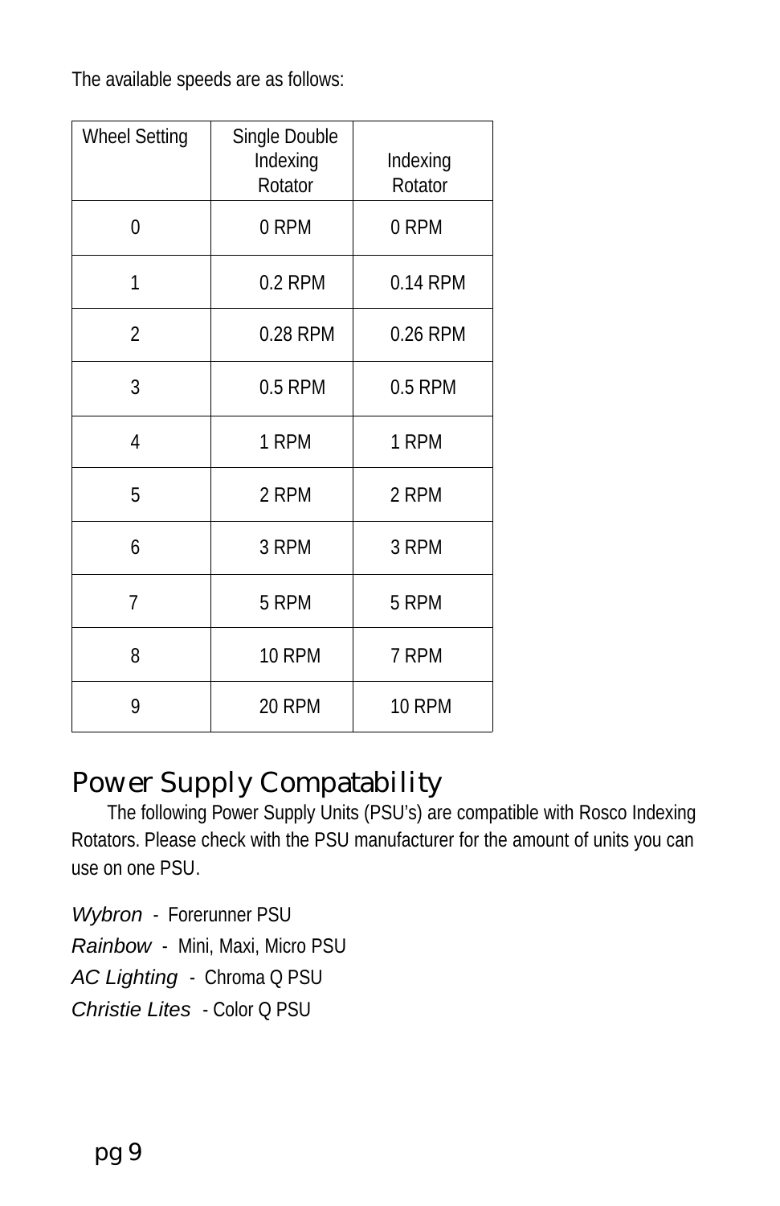The available speeds are as follows:

| Wheel Setting | Single Double Indexing Rotator | Indexing Rotator |
|---|---|---|
| 0 | 0 RPM | 0 RPM |
| 1 | 0.2 RPM | 0.14 RPM |
| 2 | 0.28 RPM | 0.26 RPM |
| 3 | 0.5 RPM | 0.5 RPM |
| 4 | 1 RPM | 1 RPM |
| 5 | 2 RPM | 2 RPM |
| 6 | 3 RPM | 3 RPM |
| 7 | 5 RPM | 5 RPM |
| 8 | 10 RPM | 7 RPM |
| 9 | 20 RPM | 10 RPM |

## Power Supply Compatability

The following Power Supply Units (PSU's) are compatible with Rosco Indexing Rotators. Please check with the PSU manufacturer for the amount of units you can use on one PSU.

*Wybron* - Forerunner PSU
*Rainbow* - Mini, Maxi, Micro PSU
*AC Lighting* - Chroma Q PSU
*Christie Lites* - Color Q PSU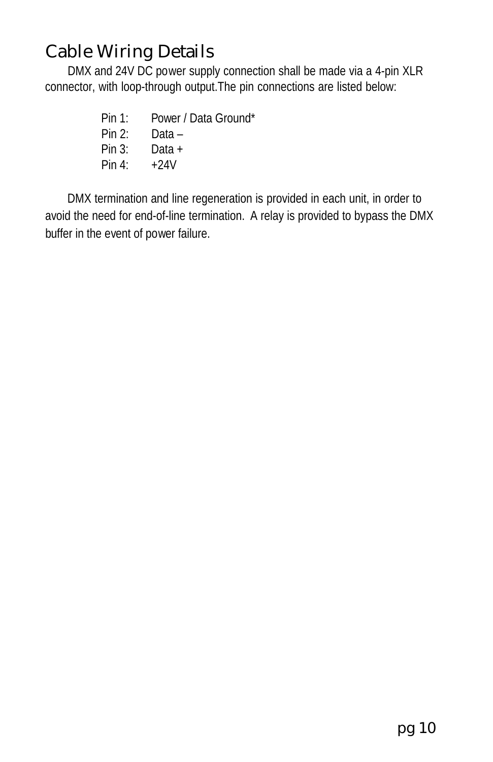## Cable Wiring Details

DMX and 24V DC power supply connection shall be made via a 4-pin XLR connector, with loop-through output.The pin connections are listed below:

Pin 1: Power / Data Ground*
Pin 2: Data –
Pin 3: Data +
Pin 4: +24V

DMX termination and line regeneration is provided in each unit, in order to avoid the need for end-of-line termination. A relay is provided to bypass the DMX buffer in the event of power failure.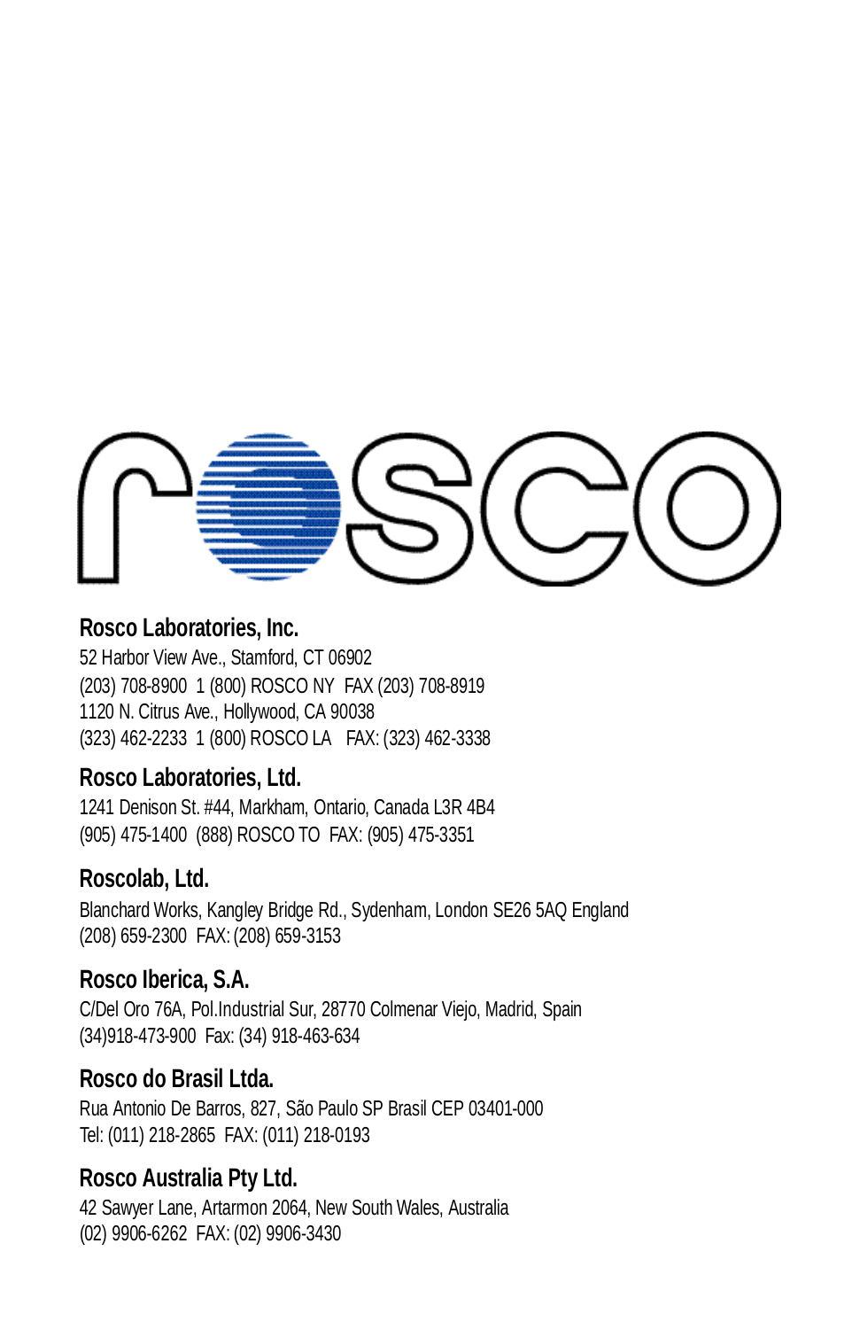**Rosco Laboratories, Inc.**
52 Harbor View Ave., Stamford, CT 06902
(203) 708-8900 1 (800) ROSCO NY FAX (203) 708-8919
1120 N. Citrus Ave., Hollywood, CA 90038
(323) 462-2233 1 (800) ROSCO LA FAX: (323) 462-3338

**Rosco Laboratories, Ltd.**
1241 Denison St. #44, Markham, Ontario, Canada L3R 4B4
(905) 475-1400 (888) ROSCO TO FAX: (905) 475-3351

**Roscolab, Ltd.**
Blanchard Works, Kangley Bridge Rd., Sydenham, London SE26 5AQ England
(208) 659-2300 FAX: (208) 659-3153

**Rosco Iberica, S.A.**
C/Del Oro 76A, Pol.Industrial Sur, 28770 Colmenar Viejo, Madrid, Spain
(34)918-473-900 Fax: (34) 918-463-634

**Rosco do Brasil Ltda.**
Rua Antonio De Barros, 827, São Paulo SP Brasil CEP 03401-000
Tel: (011) 218-2865 FAX: (011) 218-0193

**Rosco Australia Pty Ltd.**
42 Sawyer Lane, Artarmon 2064, New South Wales, Australia
(02) 9906-6262 FAX: (02) 9906-3430